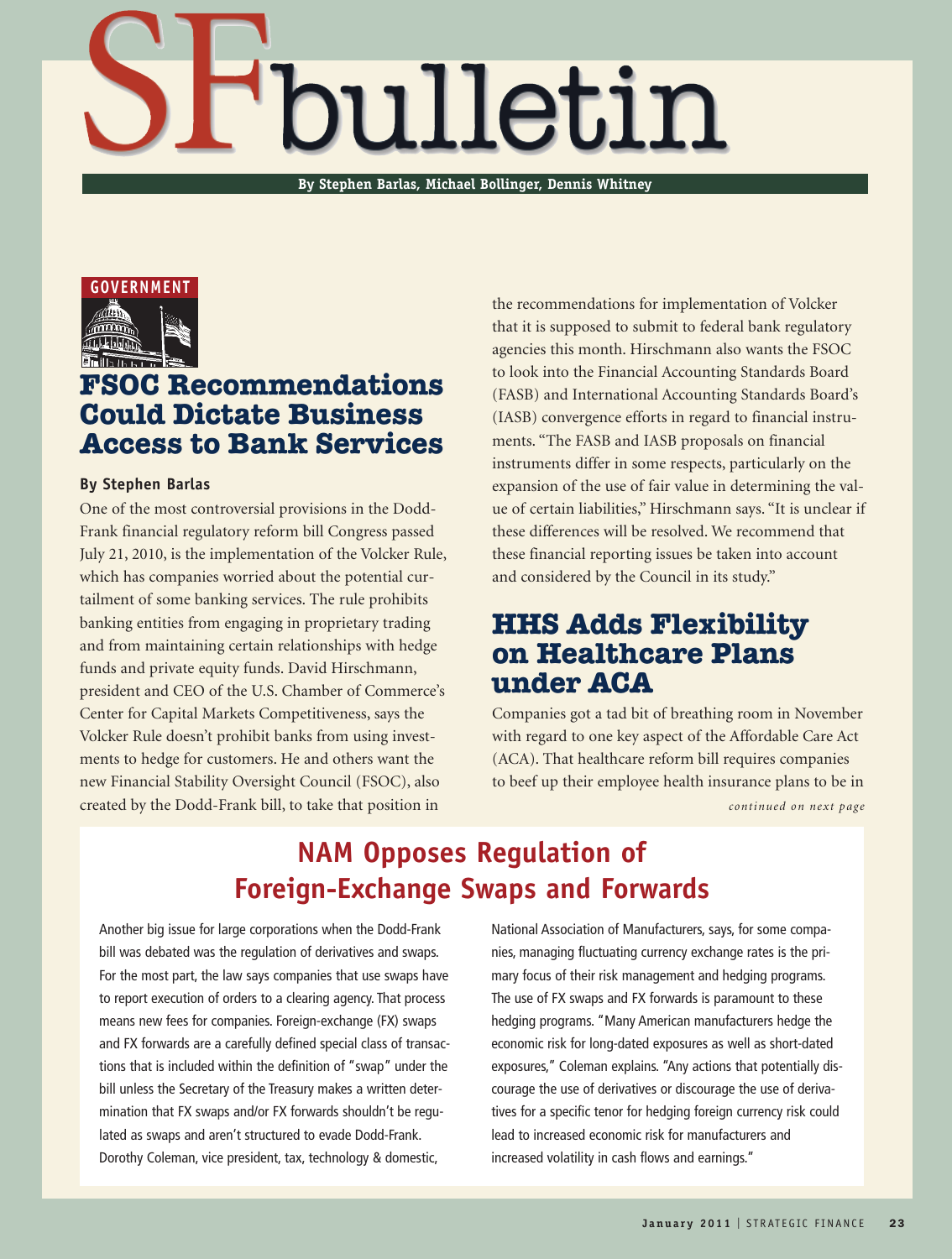# SF bulletin

**By Stephen Barlas, Michael Bollinger, Dennis Whitney**

GOVERNMENT

## FSOC Recommendations Could Dictate Business Access to Bank Services

**By Stephen Barlas**

One of the most controversial provisions in the Dodd-Frank financial regulatory reform bill Congress passed July 21, 2010, is the implementation of the Volcker Rule, which has companies worried about the potential curtailment of some banking services. The rule prohibits banking entities from engaging in proprietary trading and from maintaining certain relationships with hedge funds and private equity funds. David Hirschmann, president and CEO of the U.S. Chamber of Commerce's Center for Capital Markets Competitiveness, says the Volcker Rule doesn't prohibit banks from using investments to hedge for customers. He and others want the new Financial Stability Oversight Council (FSOC), also created by the Dodd-Frank bill, to take that position in the recommendations for implementation of Volcker that it is supposed to submit to federal bank regulatory agencies this month. Hirschmann also wants the FSOC to look into the Financial Accounting Standards Board (FASB) and International Accounting Standards Board's (IASB) convergence efforts in regard to financial instruments. "The FASB and IASB proposals on financial instruments differ in some respects, particularly on the expansion of the use of fair value in determining the value of certain liabilities," Hirschmann says. "It is unclear if these differences will be resolved. We recommend that these financial reporting issues be taken into account and considered by the Council in its study."

## HHS Adds Flexibility on Healthcare Plans under ACA

Companies got a tad bit of breathing room in November with regard to one key aspect of the Affordable Care Act (ACA). That healthcare reform bill requires companies to beef up their employee health insurance plans to be in

*continued on next page*

## NAM Opposes Regulation of Foreign-Exchange Swaps and Forwards

Another big issue for large corporations when the Dodd-Frank bill was debated was the regulation of derivatives and swaps. For the most part, the law says companies that use swaps have to report execution of orders to a clearing agency. That process means new fees for companies. Foreign-exchange (FX) swaps and FX forwards are a carefully defined special class of transactions that is included within the definition of "swap" under the bill unless the Secretary of the Treasury makes a written determination that FX swaps and/or FX forwards shouldn't be regulated as swaps and aren't structured to evade Dodd-Frank. Dorothy Coleman, vice president, tax, technology & domestic, National Association of Manufacturers, says, for some companies, managing fluctuating currency exchange rates is the primary focus of their risk management and hedging programs. The use of FX swaps and FX forwards is paramount to these hedging programs. "Many American manufacturers hedge the economic risk for long-dated exposures as well as short-dated exposures," Coleman explains. "Any actions that potentially discourage the use of derivatives or discourage the use of derivatives for a specific tenor for hedging foreign currency risk could lead to increased economic risk for manufacturers and increased volatility in cash flows and earnings."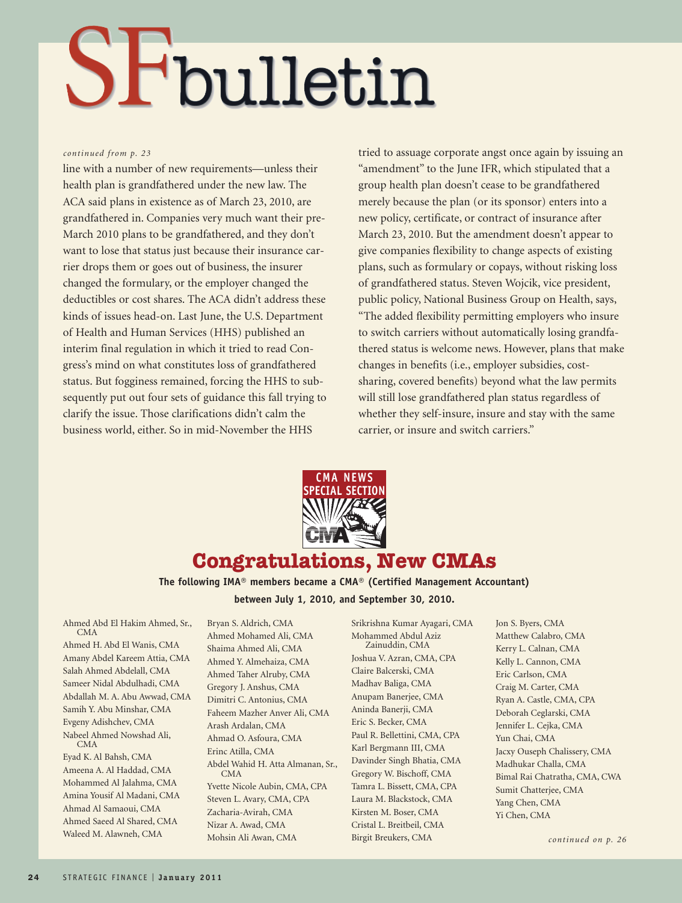# SF bulletin

*continued from p. 23*

line with a number of new requirements—unless their health plan is grandfathered under the new law. The ACA said plans in existence as of March 23, 2010, are grandfathered in. Companies very much want their pre-March 2010 plans to be grandfathered, and they don't want to lose that status just because their insurance carrier drops them or goes out of business, the insurer changed the formulary, or the employer changed the deductibles or cost shares. The ACA didn't address these kinds of issues head-on. Last June, the U.S. Department of Health and Human Services (HHS) published an interim final regulation in which it tried to read Congress's mind on what constitutes loss of grandfathered status. But fogginess remained, forcing the HHS to subsequently put out four sets of guidance this fall trying to clarify the issue. Those clarifications didn't calm the business world, either. So in mid-November the HHS tried to assuage corporate angst once again by issuing an "amendment" to the June IFR, which stipulated that a group health plan doesn't cease to be grandfathered merely because the plan (or its sponsor) enters into a new policy, certificate, or contract of insurance after March 23, 2010. But the amendment doesn't appear to give companies flexibility to change aspects of existing plans, such as formulary or copays, without risking loss of grandfathered status. Steven Wojcik, vice president, public policy, National Business Group on Health, says, "The added flexibility permitting employers who insure to switch carriers without automatically losing grandfathered status is welcome news. However, plans that make changes in benefits (i.e., employer subsidies, cost-sharing, covered benefits) beyond what the law permits will still lose grandfathered plan status regardless of whether they self-insure, insure and stay with the same carrier, or insure and switch carriers."

CMA NEWS SPECIAL SECTION

## Congratulations, New CMAs

**The following IMA® members became a CMA® (Certified Management Accountant) between July 1, 2010, and September 30, 2010.**

Ahmed Abd El Hakim Ahmed, Sr., CMA
Ahmed H. Abd El Wanis, CMA
Amany Abdel Kareem Attia, CMA
Salah Ahmed Abdelall, CMA
Sameer Nidal Abdulhadi, CMA
Abdallah M. A. Abu Awwad, CMA
Samih Y. Abu Minshar, CMA
Evgeny Adishchev, CMA
Nabeel Ahmed Nowshad Ali, CMA
Eyad K. Al Bahsh, CMA
Ameena A. Al Haddad, CMA
Mohammed Al Jalahma, CMA
Amina Yousif Al Madani, CMA
Ahmad Al Samaoui, CMA
Ahmed Saeed Al Shared, CMA
Waleed M. Alawneh, CMA
Bryan S. Aldrich, CMA
Ahmed Mohamed Ali, CMA
Shaima Ahmed Ali, CMA
Ahmed Y. Almehaiza, CMA
Ahmed Taher Alruby, CMA
Gregory J. Anshus, CMA
Dimitri C. Antonius, CMA
Faheem Mazher Anver Ali, CMA
Arash Ardalan, CMA
Ahmad O. Asfoura, CMA
Erinc Atilla, CMA
Abdel Wahid H. Atta Almanan, Sr., CMA
Yvette Nicole Aubin, CMA, CPA
Steven L. Avary, CMA, CPA
Zacharia-Avirah, CMA
Nizar A. Awad, CMA
Mohsin Ali Awan, CMA
Srikrishna Kumar Ayagari, CMA
Mohammed Abdul Aziz Zainuddin, CMA
Joshua V. Azran, CMA, CPA
Claire Balcerski, CMA
Madhav Baliga, CMA
Anupam Banerjee, CMA
Aninda Banerji, CMA
Eric S. Becker, CMA
Paul R. Bellettini, CMA, CPA
Karl Bergmann III, CMA
Davinder Singh Bhatia, CMA
Gregory W. Bischoff, CMA
Tamra L. Bissett, CMA, CPA
Laura M. Blackstock, CMA
Kirsten M. Boser, CMA
Cristal L. Breitbeil, CMA
Birgit Breukers, CMA
Jon S. Byers, CMA
Matthew Calabro, CMA
Kerry L. Calnan, CMA
Kelly L. Cannon, CMA
Eric Carlson, CMA
Craig M. Carter, CMA
Ryan A. Castle, CMA, CPA
Deborah Ceglarski, CMA
Jennifer L. Cejka, CMA
Yun Chai, CMA
Jacxy Ouseph Chalissery, CMA
Madhukar Challa, CMA
Bimal Rai Chatratha, CMA, CWA
Sumit Chatterjee, CMA
Yang Chen, CMA
Yi Chen, CMA

*continued on p. 26*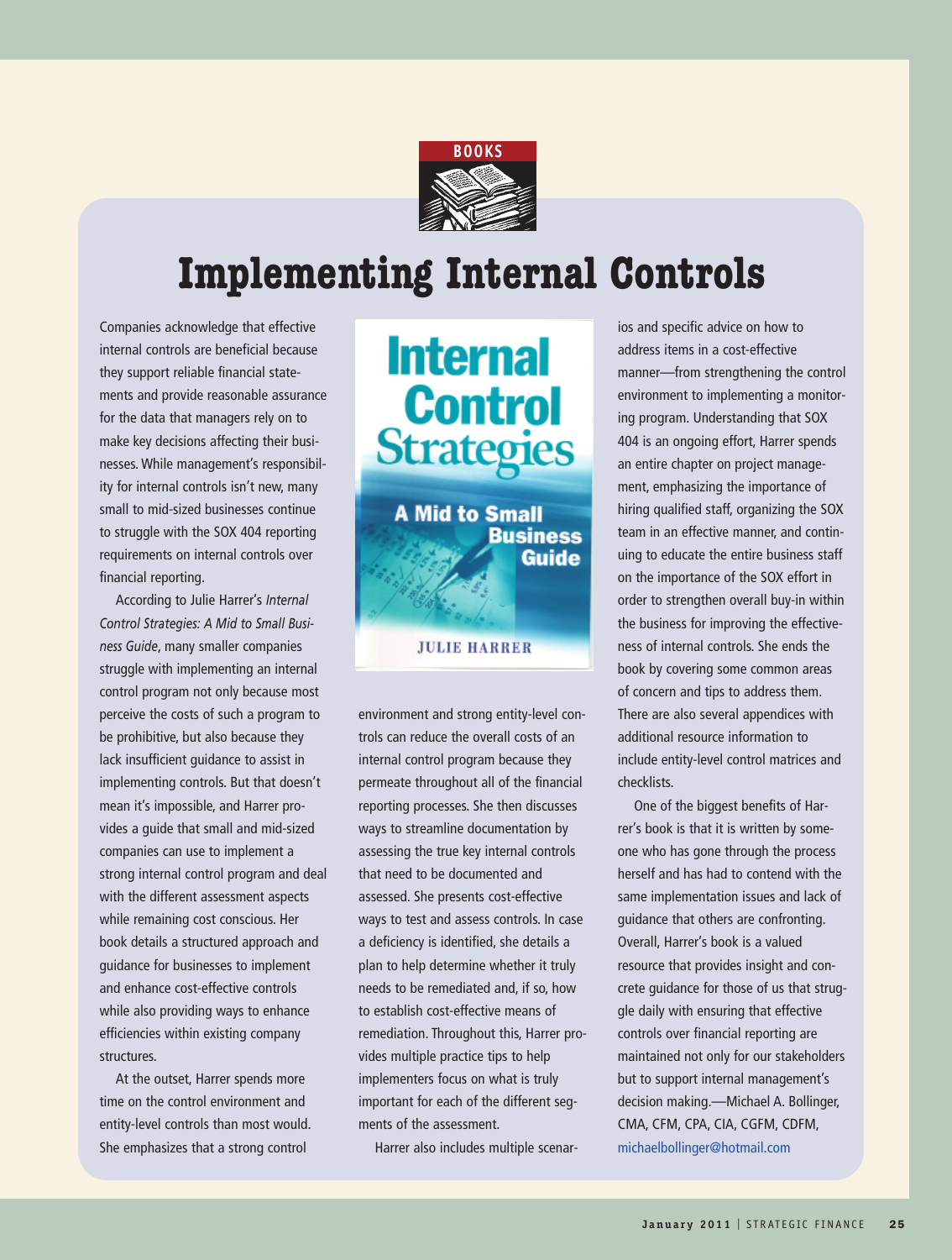BOOKS

# Implementing Internal Controls

Companies acknowledge that effective internal controls are beneficial because they support reliable financial statements and provide reasonable assurance for the data that managers rely on to make key decisions affecting their businesses. While management's responsibility for internal controls isn't new, many small to mid-sized businesses continue to struggle with the SOX 404 reporting requirements on internal controls over financial reporting.

According to Julie Harrer's *Internal Control Strategies: A Mid to Small Business Guide*, many smaller companies struggle with implementing an internal control program not only because most perceive the costs of such a program to be prohibitive, but also because they lack insufficient guidance to assist in implementing controls. But that doesn't mean it's impossible, and Harrer provides a guide that small and mid-sized companies can use to implement a strong internal control program and deal with the different assessment aspects while remaining cost conscious. Her book details a structured approach and guidance for businesses to implement and enhance cost-effective controls while also providing ways to enhance efficiencies within existing company structures.

At the outset, Harrer spends more time on the control environment and entity-level controls than most would. She emphasizes that a strong control environment and strong entity-level controls can reduce the overall costs of an internal control program because they permeate throughout all of the financial reporting processes. She then discusses ways to streamline documentation by assessing the true key internal controls that need to be documented and assessed. She presents cost-effective ways to test and assess controls. In case a deficiency is identified, she details a plan to help determine whether it truly needs to be remediated and, if so, how to establish cost-effective means of remediation. Throughout this, Harrer provides multiple practice tips to help implementers focus on what is truly important for each of the different segments of the assessment.

Harrer also includes multiple scenarios and specific advice on how to address items in a cost-effective manner—from strengthening the control environment to implementing a monitoring program. Understanding that SOX 404 is an ongoing effort, Harrer spends an entire chapter on project management, emphasizing the importance of hiring qualified staff, organizing the SOX team in an effective manner, and continuing to educate the entire business staff on the importance of the SOX effort in order to strengthen overall buy-in within the business for improving the effectiveness of internal controls. She ends the book by covering some common areas of concern and tips to address them. There are also several appendices with additional resource information to include entity-level control matrices and checklists.

One of the biggest benefits of Harrer's book is that it is written by someone who has gone through the process herself and has had to contend with the same implementation issues and lack of guidance that others are confronting. Overall, Harrer's book is a valued resource that provides insight and concrete guidance for those of us that struggle daily with ensuring that effective controls over financial reporting are maintained not only for our stakeholders but to support internal management's decision making.—Michael A. Bollinger, CMA, CFM, CPA, CIA, CGFM, CDFM, michaelbollinger@hotmail.com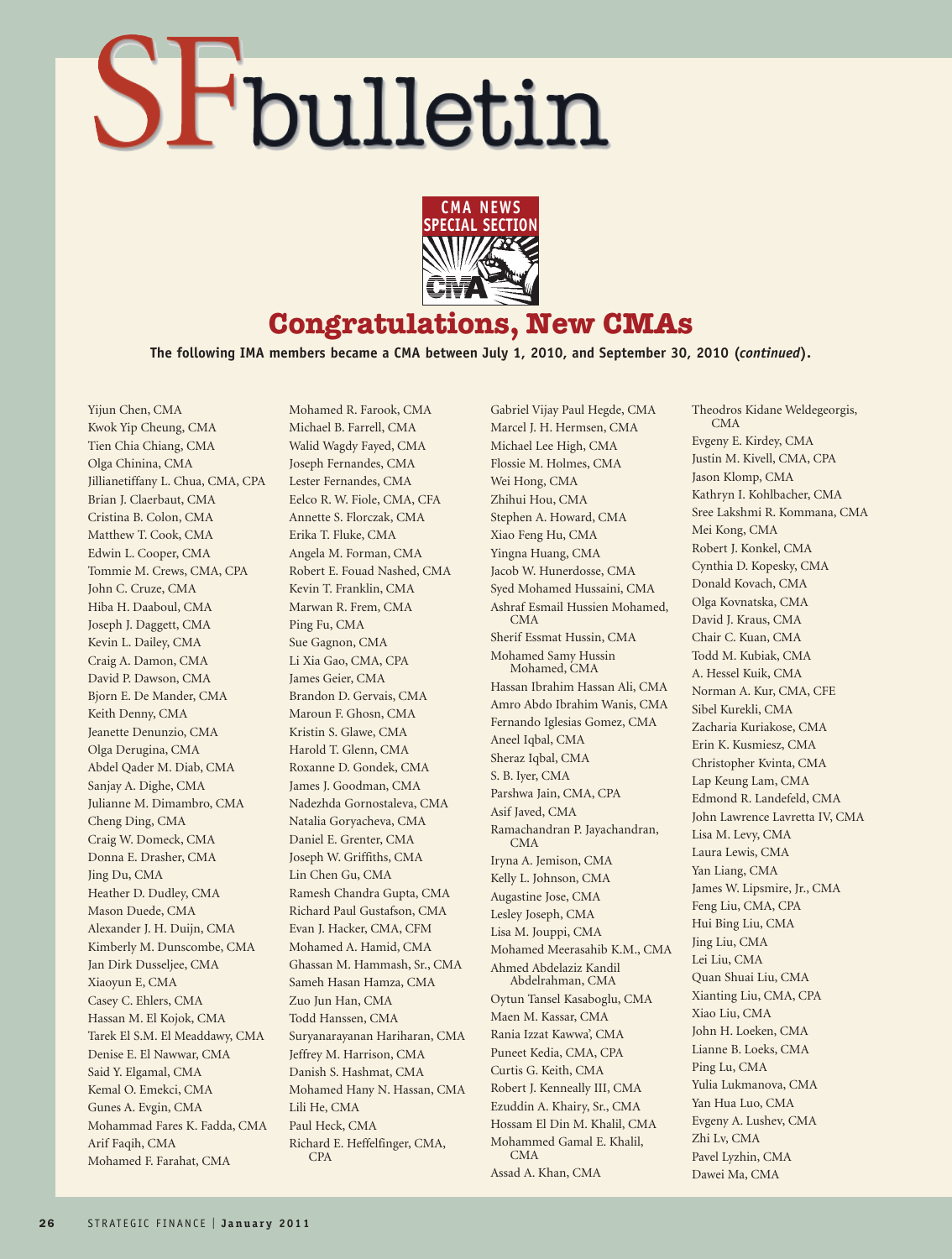# SF bulletin

CMA NEWS SPECIAL SECTION

## Congratulations, New CMAs

**The following IMA members became a CMA between July 1, 2010, and September 30, 2010 (*continued*).**

Yijun Chen, CMA
Kwok Yip Cheung, CMA
Tien Chia Chiang, CMA
Olga Chinina, CMA
Jillianetiffany L. Chua, CMA, CPA
Brian J. Claerbaut, CMA
Cristina B. Colon, CMA
Matthew T. Cook, CMA
Edwin L. Cooper, CMA
Tommie M. Crews, CMA, CPA
John C. Cruze, CMA
Hiba H. Daaboul, CMA
Joseph J. Daggett, CMA
Kevin L. Dailey, CMA
Craig A. Damon, CMA
David P. Dawson, CMA
Bjorn E. De Mander, CMA
Keith Denny, CMA
Jeanette Denunzio, CMA
Olga Derugina, CMA
Abdel Qader M. Diab, CMA
Sanjay A. Dighe, CMA
Julianne M. Dimambro, CMA
Cheng Ding, CMA
Craig W. Domeck, CMA
Donna E. Drasher, CMA
Jing Du, CMA
Heather D. Dudley, CMA
Mason Duede, CMA
Alexander J. H. Duijn, CMA
Kimberly M. Dunscombe, CMA
Jan Dirk Dusseljee, CMA
Xiaoyun E, CMA
Casey C. Ehlers, CMA
Hassan M. El Kojok, CMA
Tarek El S.M. El Meaddawy, CMA
Denise E. El Nawwar, CMA
Said Y. Elgamal, CMA
Kemal O. Emekci, CMA
Gunes A. Evgin, CMA
Mohammad Fares K. Fadda, CMA
Arif Faqih, CMA
Mohamed F. Farahat, CMA
Mohamed R. Farook, CMA
Michael B. Farrell, CMA
Walid Wagdy Fayed, CMA
Joseph Fernandes, CMA
Lester Fernandes, CMA
Eelco R. W. Fiole, CMA, CFA
Annette S. Florczak, CMA
Erika T. Fluke, CMA
Angela M. Forman, CMA
Robert E. Fouad Nashed, CMA
Kevin T. Franklin, CMA
Marwan R. Frem, CMA
Ping Fu, CMA
Sue Gagnon, CMA
Li Xia Gao, CMA, CPA
James Geier, CMA
Brandon D. Gervais, CMA
Maroun F. Ghosn, CMA
Kristin S. Glawe, CMA
Harold T. Glenn, CMA
Roxanne D. Gondek, CMA
James J. Goodman, CMA
Nadezhda Gornostaleva, CMA
Natalia Goryacheva, CMA
Daniel E. Grenter, CMA
Joseph W. Griffiths, CMA
Lin Chen Gu, CMA
Ramesh Chandra Gupta, CMA
Richard Paul Gustafson, CMA
Evan J. Hacker, CMA, CFM
Mohamed A. Hamid, CMA
Ghassan M. Hammash, Sr., CMA
Sameh Hasan Hamza, CMA
Zuo Jun Han, CMA
Todd Hanssen, CMA
Suryanarayanan Hariharan, CMA
Jeffrey M. Harrison, CMA
Danish S. Hashmat, CMA
Mohamed Hany N. Hassan, CMA
Lili He, CMA
Paul Heck, CMA
Richard E. Heffelfinger, CMA, CPA
Gabriel Vijay Paul Hegde, CMA
Marcel J. H. Hermsen, CMA
Michael Lee High, CMA
Flossie M. Holmes, CMA
Wei Hong, CMA
Zhihui Hou, CMA
Stephen A. Howard, CMA
Xiao Feng Hu, CMA
Yingna Huang, CMA
Jacob W. Hunerdosse, CMA
Syed Mohamed Hussaini, CMA
Ashraf Esmail Hussien Mohamed, CMA
Sherif Essmat Hussin, CMA
Mohamed Samy Hussin Mohamed, CMA
Hassan Ibrahim Hassan Ali, CMA
Amro Abdo Ibrahim Wanis, CMA
Fernando Iglesias Gomez, CMA
Aneel Iqbal, CMA
Sheraz Iqbal, CMA
S. B. Iyer, CMA
Parshwa Jain, CMA, CPA
Asif Javed, CMA
Ramachandran P. Jayachandran, CMA
Iryna A. Jemison, CMA
Kelly L. Johnson, CMA
Augastine Jose, CMA
Lesley Joseph, CMA
Lisa M. Jouppi, CMA
Mohamed Meerasahib K.M., CMA
Ahmed Abdelaziz Kandil Abdelrahman, CMA
Oytun Tansel Kasaboglu, CMA
Maen M. Kassar, CMA
Rania Izzat Kawwa', CMA
Puneet Kedia, CMA, CPA
Curtis G. Keith, CMA
Robert J. Kenneally III, CMA
Ezuddin A. Khairy, Sr., CMA
Hossam El Din M. Khalil, CMA
Mohammed Gamal E. Khalil, CMA
Assad A. Khan, CMA
Theodros Kidane Weldegeorgis, CMA
Evgeny E. Kirdey, CMA
Justin M. Kivell, CMA, CPA
Jason Klomp, CMA
Kathryn I. Kohlbacher, CMA
Sree Lakshmi R. Kommana, CMA
Mei Kong, CMA
Robert J. Konkel, CMA
Cynthia D. Kopesky, CMA
Donald Kovach, CMA
Olga Kovnatska, CMA
David J. Kraus, CMA
Chair C. Kuan, CMA
Todd M. Kubiak, CMA
A. Hessel Kuik, CMA
Norman A. Kur, CMA, CFE
Sibel Kurekli, CMA
Zacharia Kuriakose, CMA
Erin K. Kusmiesz, CMA
Christopher Kvinta, CMA
Lap Keung Lam, CMA
Edmond R. Landefeld, CMA
John Lawrence Lavretta IV, CMA
Lisa M. Levy, CMA
Laura Lewis, CMA
Yan Liang, CMA
James W. Lipsmire, Jr., CMA
Feng Liu, CMA, CPA
Hui Bing Liu, CMA
Jing Liu, CMA
Lei Liu, CMA
Quan Shuai Liu, CMA
Xianting Liu, CMA, CPA
Xiao Liu, CMA
John H. Loeken, CMA
Lianne B. Loeks, CMA
Ping Lu, CMA
Yulia Lukmanova, CMA
Yan Hua Luo, CMA
Evgeny A. Lushev, CMA
Zhi Lv, CMA
Pavel Lyzhin, CMA
Dawei Ma, CMA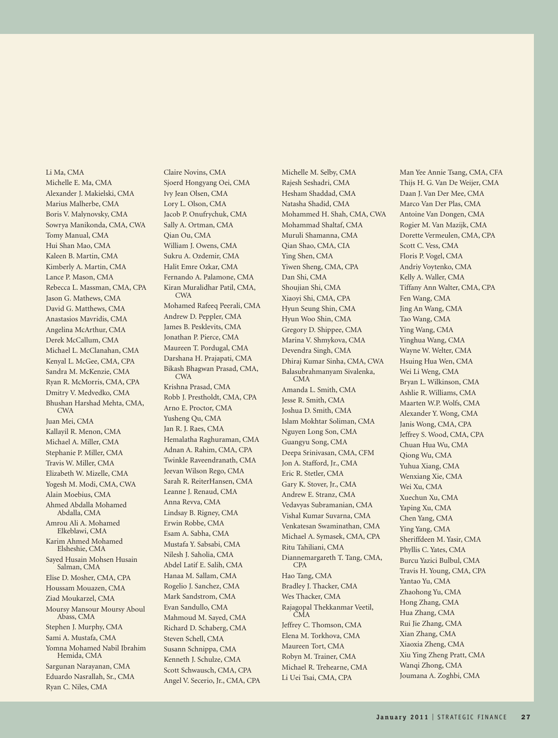Li Ma, CMA
Michelle E. Ma, CMA
Alexander J. Makielski, CMA
Marius Malherbe, CMA
Boris V. Malynovsky, CMA
Sowrya Manikonda, CMA, CWA
Tomy Manual, CMA
Hui Shan Mao, CMA
Kaleen B. Martin, CMA
Kimberly A. Martin, CMA
Lance P. Mason, CMA
Rebecca L. Massman, CMA, CPA
Jason G. Mathews, CMA
David G. Matthews, CMA
Anastasios Mavridis, CMA
Angelina McArthur, CMA
Derek McCallum, CMA
Michael L. McClanahan, CMA
Kenyal L. McGee, CMA, CPA
Sandra M. McKenzie, CMA
Ryan R. McMorris, CMA, CPA
Dmitry V. Medvedko, CMA
Bhushan Harshad Mehta, CMA, CWA
Juan Mei, CMA
Kallayil R. Menon, CMA
Michael A. Miller, CMA
Stephanie P. Miller, CMA
Travis W. Miller, CMA
Elizabeth W. Mizelle, CMA
Yogesh M. Modi, CMA, CWA
Alain Moebius, CMA
Ahmed Abdalla Mohamed Abdalla, CMA
Amrou Ali A. Mohamed Elkeblawi, CMA
Karim Ahmed Mohamed Elsheshie, CMA
Sayed Husain Mohsen Husain Salman, CMA
Elise D. Mosher, CMA, CPA
Houssam Mouazen, CMA
Ziad Moukarzel, CMA
Moursy Mansour Moursy Aboul Abass, CMA
Stephen J. Murphy, CMA
Sami A. Mustafa, CMA
Yomna Mohamed Nabil Ibrahim Hemida, CMA
Sargunan Narayanan, CMA
Eduardo Nasrallah, Sr., CMA
Ryan C. Niles, CMA

Claire Novins, CMA
Sjoerd Hongyang Oei, CMA
Ivy Jean Olsen, CMA
Lory L. Olson, CMA
Jacob P. Onufrychuk, CMA
Sally A. Ortman, CMA
Qian Ou, CMA
William J. Owens, CMA
Sukru A. Ozdemir, CMA
Halit Emre Ozkar, CMA
Fernando A. Palamone, CMA
Kiran Muralidhar Patil, CMA, CWA
Mohamed Rafeeq Peerali, CMA
Andrew D. Peppler, CMA
James B. Pesklevits, CMA
Jonathan P. Pierce, CMA
Maureen T. Pordugal, CMA
Darshana H. Prajapati, CMA
Bikash Bhagwan Prasad, CMA, CWA
Krishna Prasad, CMA
Robb J. Prestholdt, CMA, CPA
Arno E. Proctor, CMA
Yusheng Qu, CMA
Jan R. J. Raes, CMA
Hemalatha Raghuraman, CMA
Adnan A. Rahim, CMA, CPA
Twinkle Raveendranath, CMA
Jeevan Wilson Rego, CMA
Sarah R. ReiterHansen, CMA
Leanne J. Renaud, CMA
Anna Revva, CMA
Lindsay B. Rigney, CMA
Erwin Robbe, CMA
Esam A. Sabha, CMA
Mustafa Y. Sabsabi, CMA
Nilesh J. Saholia, CMA
Abdel Latif E. Salih, CMA
Hanaa M. Sallam, CMA
Rogelio J. Sanchez, CMA
Mark Sandstrom, CMA
Evan Sandullo, CMA
Mahmoud M. Sayed, CMA
Richard D. Schaberg, CMA
Steven Schell, CMA
Susann Schnippa, CMA
Kenneth J. Schulze, CMA
Scott Schwausch, CMA, CPA
Angel V. Secerio, Jr., CMA, CPA

Michelle M. Selby, CMA
Rajesh Seshadri, CMA
Hesham Shaddad, CMA
Natasha Shadid, CMA
Mohammed H. Shah, CMA, CWA
Mohammad Shaltaf, CMA
Muruli Shamanna, CMA
Qian Shao, CMA, CIA
Ying Shen, CMA
Yiwen Sheng, CMA, CPA
Dan Shi, CMA
Shoujian Shi, CMA
Xiaoyi Shi, CMA, CPA
Hyun Seung Shin, CMA
Hyun Woo Shin, CMA
Gregory D. Shippee, CMA
Marina V. Shmykova, CMA
Devendra Singh, CMA
Dhiraj Kumar Sinha, CMA, CWA
Balasubrahmanyam Sivalenka, CMA
Amanda L. Smith, CMA
Jesse R. Smith, CMA
Joshua D. Smith, CMA
Islam Mokhtar Soliman, CMA
Nguyen Long Son, CMA
Guangyu Song, CMA
Deepa Srinivasan, CMA, CFM
Jon A. Stafford, Jr., CMA
Eric R. Stetler, CMA
Gary K. Stover, Jr., CMA
Andrew E. Stranz, CMA
Vedavyas Subramanian, CMA
Vishal Kumar Suvarna, CMA
Venkatesan Swaminathan, CMA
Michael A. Symasek, CMA, CPA
Ritu Tahiliani, CMA
Diannemargareth T. Tang, CMA, CPA
Hao Tang, CMA
Bradley J. Thacker, CMA
Wes Thacker, CMA
Rajagopal Thekkanmar Veetil, CMA
Jeffrey C. Thomson, CMA
Elena M. Torkhova, CMA
Maureen Tort, CMA
Robyn M. Trainer, CMA
Michael R. Trehearne, CMA
Li Uei Tsai, CMA, CPA

Man Yee Annie Tsang, CMA, CFA
Thijs H. G. Van De Weijer, CMA
Daan J. Van Der Mee, CMA
Marco Van Der Plas, CMA
Antoine Van Dongen, CMA
Rogier M. Van Mazijk, CMA
Dorette Vermeulen, CMA, CPA
Scott C. Vess, CMA
Floris P. Vogel, CMA
Andriy Voytenko, CMA
Kelly A. Waller, CMA
Tiffany Ann Walter, CMA, CPA
Fen Wang, CMA
Jing An Wang, CMA
Tao Wang, CMA
Ying Wang, CMA
Yinghua Wang, CMA
Wayne W. Welter, CMA
Hsuing Hua Wen, CMA
Wei Li Weng, CMA
Bryan L. Wilkinson, CMA
Ashlie R. Williams, CMA
Maarten W.P. Wolfs, CMA
Alexander Y. Wong, CMA
Janis Wong, CMA, CPA
Jeffrey S. Wood, CMA, CPA
Chuan Hua Wu, CMA
Qiong Wu, CMA
Yuhua Xiang, CMA
Wenxiang Xie, CMA
Wei Xu, CMA
Xuechun Xu, CMA
Yaping Xu, CMA
Chen Yang, CMA
Ying Yang, CMA
Sheriffdeen M. Yasir, CMA
Phyllis C. Yates, CMA
Burcu Yazici Bulbul, CMA
Travis H. Young, CMA, CPA
Yantao Yu, CMA
Zhaohong Yu, CMA
Hong Zhang, CMA
Hua Zhang, CMA
Rui Jie Zhang, CMA
Xian Zhang, CMA
Xiaoxia Zheng, CMA
Xiu Ying Zheng Pratt, CMA
Wanqi Zhong, CMA
Joumana A. Zoghbi, CMA